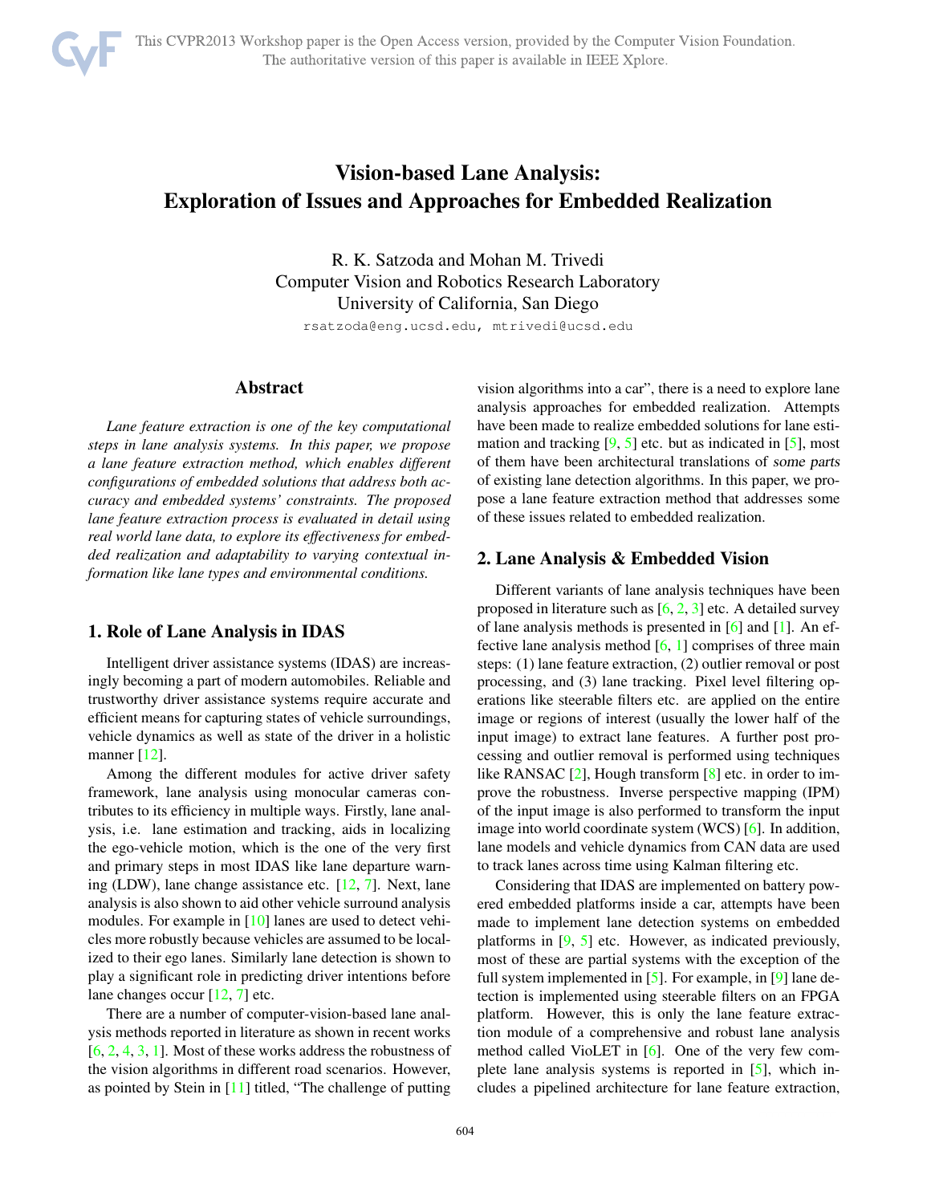# Vision-based Lane Analysis: Exploration of Issues and Approaches for Embedded Realization

R. K. Satzoda and Mohan M. Trivedi
Computer Vision and Robotics Research Laboratory
University of California, San Diego

rsatzoda@eng.ucsd.edu, mtrivedi@ucsd.edu

## Abstract

*Lane feature extraction is one of the key computational steps in lane analysis systems. In this paper, we propose a lane feature extraction method, which enables different configurations of embedded solutions that address both accuracy and embedded systems' constraints. The proposed lane feature extraction process is evaluated in detail using real world lane data, to explore its effectiveness for embedded realization and adaptability to varying contextual information like lane types and environmental conditions.*

## 1. Role of Lane Analysis in IDAS

Intelligent driver assistance systems (IDAS) are increasingly becoming a part of modern automobiles. Reliable and trustworthy driver assistance systems require accurate and efficient means for capturing states of vehicle surroundings, vehicle dynamics as well as state of the driver in a holistic manner [12].

Among the different modules for active driver safety framework, lane analysis using monocular cameras contributes to its efficiency in multiple ways. Firstly, lane analysis, i.e. lane estimation and tracking, aids in localizing the ego-vehicle motion, which is the one of the very first and primary steps in most IDAS like lane departure warning (LDW), lane change assistance etc. [12, 7]. Next, lane analysis is also shown to aid other vehicle surround analysis modules. For example in [10] lanes are used to detect vehicles more robustly because vehicles are assumed to be localized to their ego lanes. Similarly lane detection is shown to play a significant role in predicting driver intentions before lane changes occur [12, 7] etc.

There are a number of computer-vision-based lane analysis methods reported in literature as shown in recent works [6, 2, 4, 3, 1]. Most of these works address the robustness of the vision algorithms in different road scenarios. However, as pointed by Stein in [11] titled, "The challenge of putting vision algorithms into a car", there is a need to explore lane analysis approaches for embedded realization. Attempts have been made to realize embedded solutions for lane estimation and tracking [9, 5] etc. but as indicated in [5], most of them have been architectural translations of *some parts* of existing lane detection algorithms. In this paper, we propose a lane feature extraction method that addresses some of these issues related to embedded realization.

## 2. Lane Analysis & Embedded Vision

Different variants of lane analysis techniques have been proposed in literature such as [6, 2, 3] etc. A detailed survey of lane analysis methods is presented in [6] and [1]. An effective lane analysis method [6, 1] comprises of three main steps: (1) lane feature extraction, (2) outlier removal or post processing, and (3) lane tracking. Pixel level filtering operations like steerable filters etc. are applied on the entire image or regions of interest (usually the lower half of the input image) to extract lane features. A further post processing and outlier removal is performed using techniques like RANSAC [2], Hough transform [8] etc. in order to improve the robustness. Inverse perspective mapping (IPM) of the input image is also performed to transform the input image into world coordinate system (WCS) [6]. In addition, lane models and vehicle dynamics from CAN data are used to track lanes across time using Kalman filtering etc.

Considering that IDAS are implemented on battery powered embedded platforms inside a car, attempts have been made to implement lane detection systems on embedded platforms in [9, 5] etc. However, as indicated previously, most of these are partial systems with the exception of the full system implemented in [5]. For example, in [9] lane detection is implemented using steerable filters on an FPGA platform. However, this is only the lane feature extraction module of a comprehensive and robust lane analysis method called VioLET in [6]. One of the very few complete lane analysis systems is reported in [5], which includes a pipelined architecture for lane feature extraction,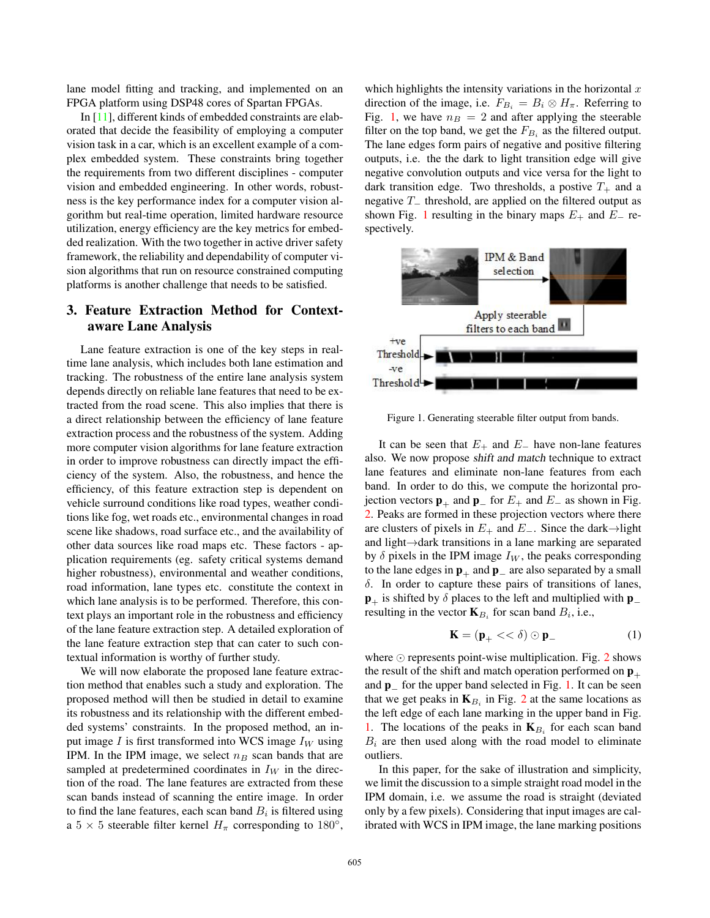lane model fitting and tracking, and implemented on an FPGA platform using DSP48 cores of Spartan FPGAs.

In [11], different kinds of embedded constraints are elaborated that decide the feasibility of employing a computer vision task in a car, which is an excellent example of a complex embedded system. These constraints bring together the requirements from two different disciplines - computer vision and embedded engineering. In other words, robustness is the key performance index for a computer vision algorithm but real-time operation, limited hardware resource utilization, energy efficiency are the key metrics for embedded realization. With the two together in active driver safety framework, the reliability and dependability of computer vision algorithms that run on resource constrained computing platforms is another challenge that needs to be satisfied.

## 3. Feature Extraction Method for Context-aware Lane Analysis

Lane feature extraction is one of the key steps in real-time lane analysis, which includes both lane estimation and tracking. The robustness of the entire lane analysis system depends directly on reliable lane features that need to be extracted from the road scene. This also implies that there is a direct relationship between the efficiency of lane feature extraction process and the robustness of the system. Adding more computer vision algorithms for lane feature extraction in order to improve robustness can directly impact the efficiency of the system. Also, the robustness, and hence the efficiency, of this feature extraction step is dependent on vehicle surround conditions like road types, weather conditions like fog, wet roads etc., environmental changes in road scene like shadows, road surface etc., and the availability of other data sources like road maps etc. These factors - application requirements (eg. safety critical systems demand higher robustness), environmental and weather conditions, road information, lane types etc. constitute the context in which lane analysis is to be performed. Therefore, this context plays an important role in the robustness and efficiency of the lane feature extraction step. A detailed exploration of the lane feature extraction step that can cater to such contextual information is worthy of further study.

We will now elaborate the proposed lane feature extraction method that enables such a study and exploration. The proposed method will then be studied in detail to examine its robustness and its relationship with the different embedded systems' constraints. In the proposed method, an input image $I$ is first transformed into WCS image $I_W$ using IPM. In the IPM image, we select $n_B$ scan bands that are sampled at predetermined coordinates in $I_W$ in the direction of the road. The lane features are extracted from these scan bands instead of scanning the entire image. In order to find the lane features, each scan band $B_i$ is filtered using a $5 \times 5$ steerable filter kernel $H_\pi$ corresponding to $180°$, which highlights the intensity variations in the horizontal $x$ direction of the image, i.e. $F_{B_i} = B_i \otimes H_\pi$. Referring to Fig. 1, we have $n_B = 2$ and after applying the steerable filter on the top band, we get the $F_{B_i}$ as the filtered output. The lane edges form pairs of negative and positive filtering outputs, i.e. the the dark to light transition edge will give negative convolution outputs and vice versa for the light to dark transition edge. Two thresholds, a postive $T_+$ and a negative $T_-$ threshold, are applied on the filtered output as shown Fig. 1 resulting in the binary maps $E_+$ and $E_-$ respectively.

IPM & Band selection

Apply steerable filters to each band

+ve Threshold

-ve Threshold

Figure 1. Generating steerable filter output from bands.

It can be seen that $E_+$ and $E_-$ have non-lane features also. We now propose *shift and match* technique to extract lane features and eliminate non-lane features from each band. In order to do this, we compute the horizontal projection vectors $\mathbf{p}_+$ and $\mathbf{p}_-$ for $E_+$ and $E_-$ as shown in Fig. 2. Peaks are formed in these projection vectors where there are clusters of pixels in $E_+$ and $E_-$. Since the dark→light and light→dark transitions in a lane marking are separated by $\delta$ pixels in the IPM image $I_W$, the peaks corresponding to the lane edges in $\mathbf{p}_+$ and $\mathbf{p}_-$ are also separated by a small $\delta$. In order to capture these pairs of transitions of lanes, $\mathbf{p}_+$ is shifted by $\delta$ places to the left and multiplied with $\mathbf{p}_-$ resulting in the vector $\mathbf{K}_{B_i}$ for scan band $B_i$, i.e.,

$$\mathbf{K} = (\mathbf{p}_+ << \delta) \odot \mathbf{p}_- \tag{1}$$

where $\odot$ represents point-wise multiplication. Fig. 2 shows the result of the shift and match operation performed on $\mathbf{p}_+$ and $\mathbf{p}_-$ for the upper band selected in Fig. 1. It can be seen that we get peaks in $\mathbf{K}_{B_i}$ in Fig. 2 at the same locations as the left edge of each lane marking in the upper band in Fig. 1. The locations of the peaks in $\mathbf{K}_{B_i}$ for each scan band $B_i$ are then used along with the road model to eliminate outliers.

In this paper, for the sake of illustration and simplicity, we limit the discussion to a simple straight road model in the IPM domain, i.e. we assume the road is straight (deviated only by a few pixels). Considering that input images are calibrated with WCS in IPM image, the lane marking positions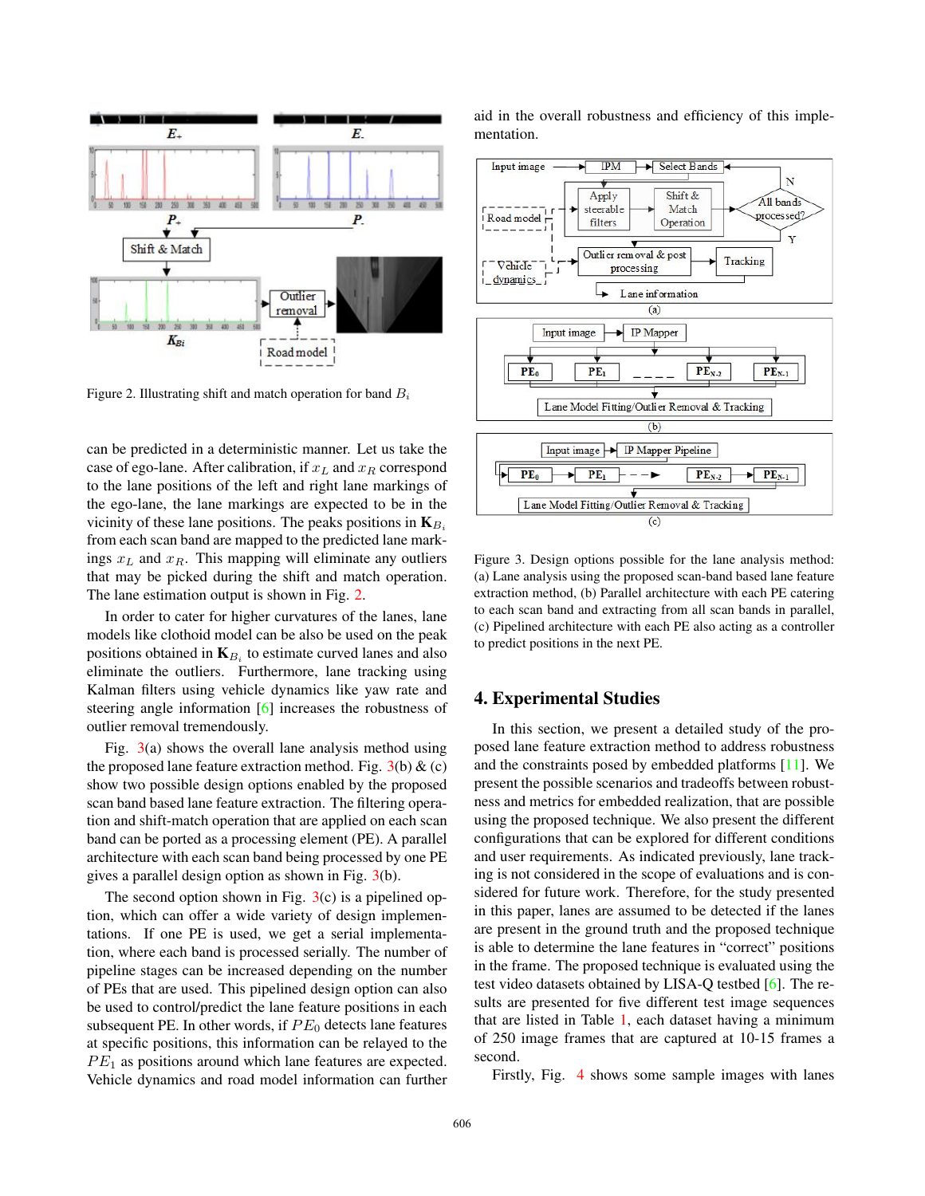E+

E-

P+

P-

Shift & Match

Outlier removal

Road model

$K_{Bi}$

Figure 2. Illustrating shift and match operation for band $B_i$

can be predicted in a deterministic manner. Let us take the case of ego-lane. After calibration, if $x_L$ and $x_R$ correspond to the lane positions of the left and right lane markings of the ego-lane, the lane markings are expected to be in the vicinity of these lane positions. The peaks positions in $\mathbf{K}_{B_i}$ from each scan band are mapped to the predicted lane markings $x_L$ and $x_R$. This mapping will eliminate any outliers that may be picked during the shift and match operation. The lane estimation output is shown in Fig. 2.

In order to cater for higher curvatures of the lanes, lane models like clothoid model can be also be used on the peak positions obtained in $\mathbf{K}_{B_i}$ to estimate curved lanes and also eliminate the outliers. Furthermore, lane tracking using Kalman filters using vehicle dynamics like yaw rate and steering angle information [6] increases the robustness of outlier removal tremendously.

Fig. 3(a) shows the overall lane analysis method using the proposed lane feature extraction method. Fig. 3(b) & (c) show two possible design options enabled by the proposed scan band based lane feature extraction. The filtering operation and shift-match operation that are applied on each scan band can be ported as a processing element (PE). A parallel architecture with each scan band being processed by one PE gives a parallel design option as shown in Fig. 3(b).

The second option shown in Fig. 3(c) is a pipelined option, which can offer a wide variety of design implementations. If one PE is used, we get a serial implementation, where each band is processed serially. The number of pipeline stages can be increased depending on the number of PEs that are used. This pipelined design option can also be used to control/predict the lane feature positions in each subsequent PE. In other words, if $PE_0$ detects lane features at specific positions, this information can be relayed to the $PE_1$ as positions around which lane features are expected. Vehicle dynamics and road model information can further aid in the overall robustness and efficiency of this implementation.

Input image, IPM, Select Bands, Apply steerable filters, Shift & Match Operation, All bands processed?, N, Y, Road model, Vehicle dynamics, Outlier removal & post processing, Tracking, Lane information

(a)

Input image, IP Mapper, $PE_0$, $PE_1$, $PE_{N-2}$, $PE_{N-1}$, Lane Model Fitting/Outlier Removal & Tracking

(b)

Input image, IP Mapper Pipeline, $PE_0$, $PE_1$, $PE_{N-2}$, $PE_{N-1}$, Lane Model Fitting/Outlier Removal & Tracking

(c)

Figure 3. Design options possible for the lane analysis method: (a) Lane analysis using the proposed scan-band based lane feature extraction method, (b) Parallel architecture with each PE catering to each scan band and extracting from all scan bands in parallel, (c) Pipelined architecture with each PE also acting as a controller to predict positions in the next PE.

## 4. Experimental Studies

In this section, we present a detailed study of the proposed lane feature extraction method to address robustness and the constraints posed by embedded platforms [11]. We present the possible scenarios and tradeoffs between robustness and metrics for embedded realization, that are possible using the proposed technique. We also present the different configurations that can be explored for different conditions and user requirements. As indicated previously, lane tracking is not considered in the scope of evaluations and is considered for future work. Therefore, for the study presented in this paper, lanes are assumed to be detected if the lanes are present in the ground truth and the proposed technique is able to determine the lane features in "correct" positions in the frame. The proposed technique is evaluated using the test video datasets obtained by LISA-Q testbed [6]. The results are presented for five different test image sequences that are listed in Table 1, each dataset having a minimum of 250 image frames that are captured at 10-15 frames a second.

Firstly, Fig. 4 shows some sample images with lanes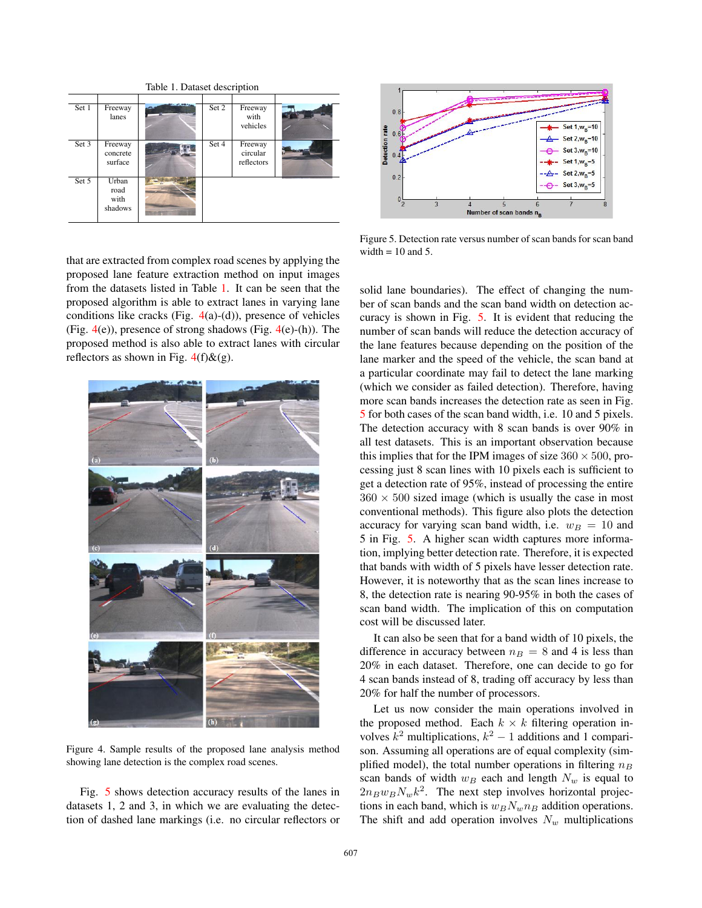Table 1. Dataset description

| Set 1 | Freeway lanes | | Set 2 | Freeway with vehicles | |
|---|---|---|---|---|---|
| Set 3 | Freeway concrete surface | | Set 4 | Freeway circular reflectors | |
| Set 5 | Urban road with shadows | | | | |

that are extracted from complex road scenes by applying the proposed lane feature extraction method on input images from the datasets listed in Table 1. It can be seen that the proposed algorithm is able to extract lanes in varying lane conditions like cracks (Fig. 4(a)-(d)), presence of vehicles (Fig. 4(e)), presence of strong shadows (Fig. 4(e)-(h)). The proposed method is also able to extract lanes with circular reflectors as shown in Fig. 4(f)&(g).

Figure 4. Sample results of the proposed lane analysis method showing lane detection is the complex road scenes.

Fig. 5 shows detection accuracy results of the lanes in datasets 1, 2 and 3, in which we are evaluating the detection of dashed lane markings (i.e. no circular reflectors or solid lane boundaries). The effect of changing the number of scan bands and the scan band width on detection accuracy is shown in Fig. 5. It is evident that reducing the number of scan bands will reduce the detection accuracy of the lane features because depending on the position of the lane marker and the speed of the vehicle, the scan band at a particular coordinate may fail to detect the lane marking (which we consider as failed detection). Therefore, having more scan bands increases the detection rate as seen in Fig. 5 for both cases of the scan band width, i.e. 10 and 5 pixels. The detection accuracy with 8 scan bands is over 90% in all test datasets. This is an important observation because this implies that for the IPM images of size $360 \times 500$, processing just 8 scan lines with 10 pixels each is sufficient to get a detection rate of 95%, instead of processing the entire $360 \times 500$ sized image (which is usually the case in most conventional methods). This figure also plots the detection accuracy for varying scan band width, i.e. $w_B = 10$ and 5 in Fig. 5. A higher scan width captures more information, implying better detection rate. Therefore, it is expected that bands with width of 5 pixels have lesser detection rate. However, it is noteworthy that as the scan lines increase to 8, the detection rate is nearing 90-95% in both the cases of scan band width. The implication of this on computation cost will be discussed later.

Figure 5. Detection rate versus number of scan bands for scan band width = 10 and 5.

It can also be seen that for a band width of 10 pixels, the difference in accuracy between $n_B = 8$ and 4 is less than 20% in each dataset. Therefore, one can decide to go for 4 scan bands instead of 8, trading off accuracy by less than 20% for half the number of processors.

Let us now consider the main operations involved in the proposed method. Each $k \times k$ filtering operation involves $k^2$ multiplications, $k^2 - 1$ additions and 1 comparison. Assuming all operations are of equal complexity (simplified model), the total number operations in filtering $n_B$ scan bands of width $w_B$ each and length $N_w$ is equal to $2n_B w_B N_w k^2$. The next step involves horizontal projections in each band, which is $w_B N_w n_B$ addition operations. The shift and add operation involves $N_w$ multiplications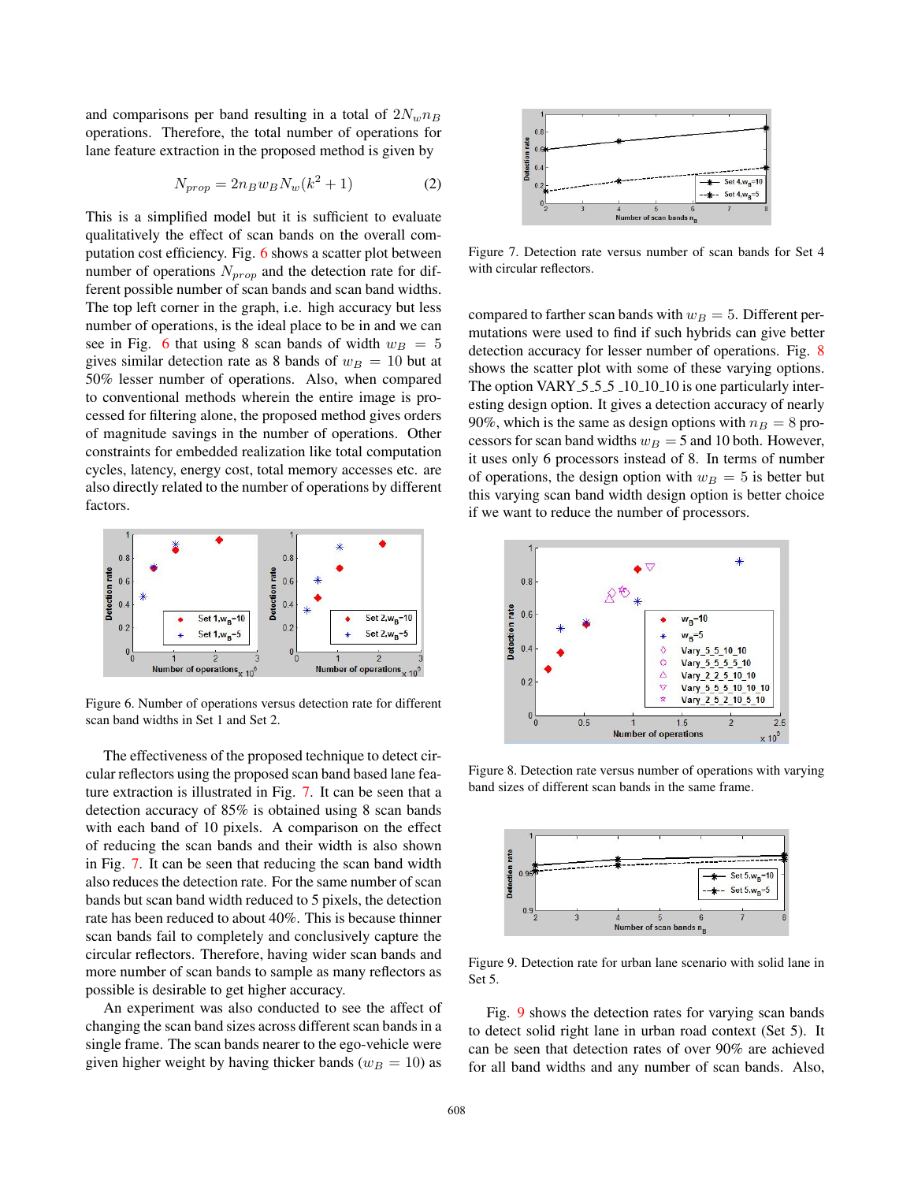and comparisons per band resulting in a total of $2N_w n_B$ operations. Therefore, the total number of operations for lane feature extraction in the proposed method is given by

$$N_{prop} = 2n_B w_B N_w (k^2 + 1) \tag{2}$$

This is a simplified model but it is sufficient to evaluate qualitatively the effect of scan bands on the overall computation cost efficiency. Fig. 6 shows a scatter plot between number of operations $N_{prop}$ and the detection rate for different possible number of scan bands and scan band widths. The top left corner in the graph, i.e. high accuracy but less number of operations, is the ideal place to be in and we can see in Fig. 6 that using 8 scan bands of width $w_B = 5$ gives similar detection rate as 8 bands of $w_B = 10$ but at 50% lesser number of operations. Also, when compared to conventional methods wherein the entire image is processed for filtering alone, the proposed method gives orders of magnitude savings in the number of operations. Other constraints for embedded realization like total computation cycles, latency, energy cost, total memory accesses etc. are also directly related to the number of operations by different factors.

Figure 6. Number of operations versus detection rate for different scan band widths in Set 1 and Set 2.

The effectiveness of the proposed technique to detect circular reflectors using the proposed scan band based lane feature extraction is illustrated in Fig. 7. It can be seen that a detection accuracy of 85% is obtained using 8 scan bands with each band of 10 pixels. A comparison on the effect of reducing the scan bands and their width is also shown in Fig. 7. It can be seen that reducing the scan band width also reduces the detection rate. For the same number of scan bands but scan band width reduced to 5 pixels, the detection rate has been reduced to about 40%. This is because thinner scan bands fail to completely and conclusively capture the circular reflectors. Therefore, having wider scan bands and more number of scan bands to sample as many reflectors as possible is desirable to get higher accuracy.

An experiment was also conducted to see the affect of changing the scan band sizes across different scan bands in a single frame. The scan bands nearer to the ego-vehicle were given higher weight by having thicker bands ($w_B = 10$) as compared to farther scan bands with $w_B = 5$. Different permutations were used to find if such hybrids can give better detection accuracy for lesser number of operations. Fig. 8 shows the scatter plot with some of these varying options. The option VARY_5_5_5 _10_10_10 is one particularly interesting design option. It gives a detection accuracy of nearly 90%, which is the same as design options with $n_B = 8$ processors for scan band widths $w_B = 5$ and 10 both. However, it uses only 6 processors instead of 8. In terms of number of operations, the design option with $w_B = 5$ is better but this varying scan band width design option is better choice if we want to reduce the number of processors.

Figure 7. Detection rate versus number of scan bands for Set 4 with circular reflectors.

Figure 8. Detection rate versus number of operations with varying band sizes of different scan bands in the same frame.

Figure 9. Detection rate for urban lane scenario with solid lane in Set 5.

Fig. 9 shows the detection rates for varying scan bands to detect solid right lane in urban road context (Set 5). It can be seen that detection rates of over 90% are achieved for all band widths and any number of scan bands. Also,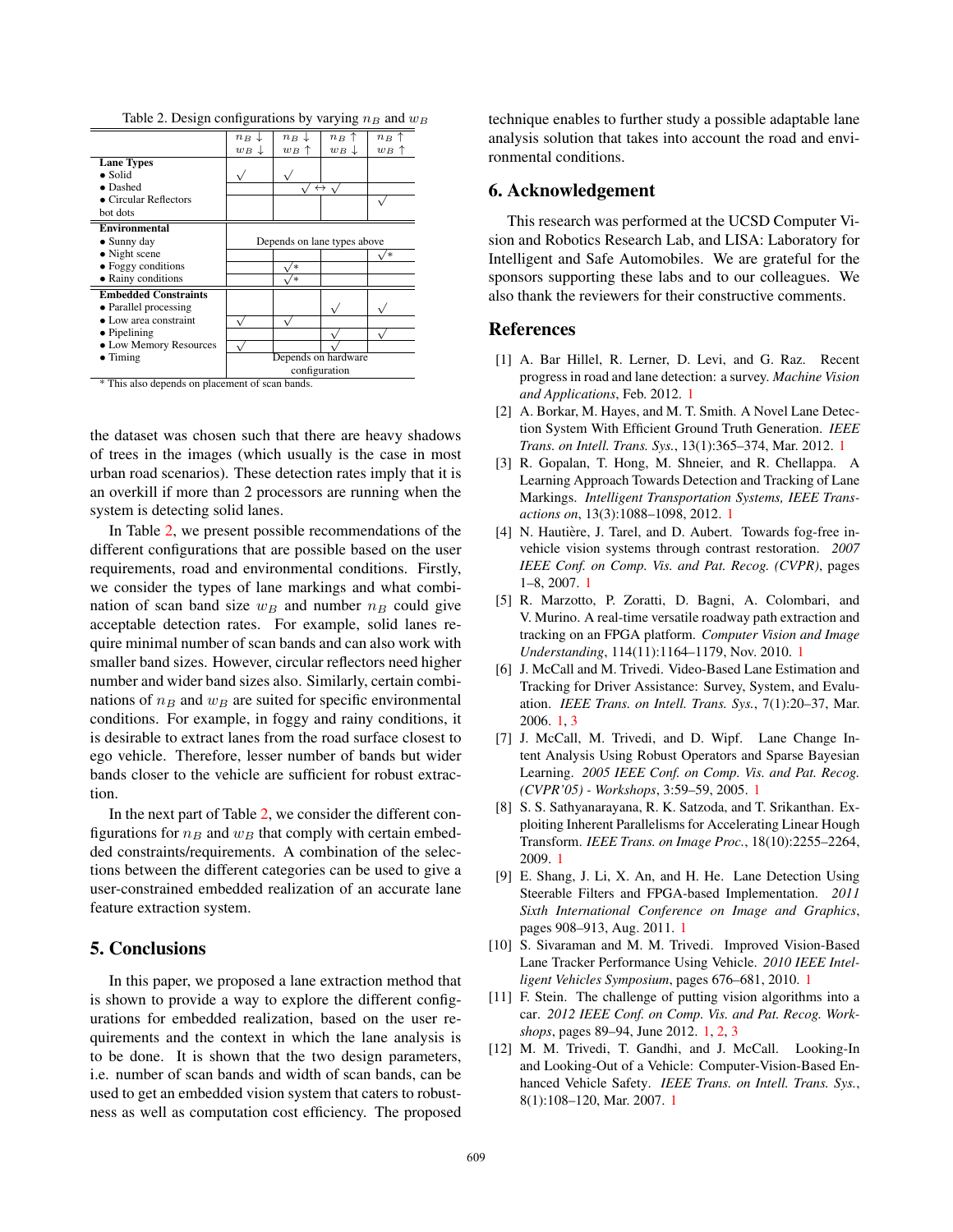Table 2. Design configurations by varying $n_B$ and $w_B$

| | $n_B \downarrow$ $w_B \downarrow$ | $n_B \downarrow$ $w_B \uparrow$ | $n_B \uparrow$ $w_B \downarrow$ | $n_B \uparrow$ $w_B \uparrow$ |
|---|---|---|---|---|
| **Lane Types** | | | | |
| • Solid | $\surd$ | $\surd$ | | |
| • Dashed | | $\surd \leftrightarrow \surd$ | | |
| • Circular Reflectors bot dots | | | | $\surd$ |
| **Environmental** | | | | |
| • Sunny day | Depends on lane types above | | | |
| • Night scene | | | | $\surd$* |
| • Foggy conditions | | $\surd$* | | |
| • Rainy conditions | | $\surd$* | | |
| **Embedded Constraints** | | | | |
| • Parallel processing | | | $\surd$ | $\surd$ |
| • Low area constraint | $\surd$ | $\surd$ | | |
| • Pipelining | | | $\surd$ | $\surd$ |
| • Low Memory Resources | $\surd$ | | $\surd$ | |
| • Timing | Depends on hardware configuration | | | |

\* This also depends on placement of scan bands.

the dataset was chosen such that there are heavy shadows of trees in the images (which usually is the case in most urban road scenarios). These detection rates imply that it is an overkill if more than 2 processors are running when the system is detecting solid lanes.

In Table 2, we present possible recommendations of the different configurations that are possible based on the user requirements, road and environmental conditions. Firstly, we consider the types of lane markings and what combination of scan band size $w_B$ and number $n_B$ could give acceptable detection rates. For example, solid lanes require minimal number of scan bands and can also work with smaller band sizes. However, circular reflectors need higher number and wider band sizes also. Similarly, certain combinations of $n_B$ and $w_B$ are suited for specific environmental conditions. For example, in foggy and rainy conditions, it is desirable to extract lanes from the road surface closest to ego vehicle. Therefore, lesser number of bands but wider bands closer to the vehicle are sufficient for robust extraction.

In the next part of Table 2, we consider the different configurations for $n_B$ and $w_B$ that comply with certain embedded constraints/requirements. A combination of the selections between the different categories can be used to give a user-constrained embedded realization of an accurate lane feature extraction system.

## 5. Conclusions

In this paper, we proposed a lane extraction method that is shown to provide a way to explore the different configurations for embedded realization, based on the user requirements and the context in which the lane analysis is to be done. It is shown that the two design parameters, i.e. number of scan bands and width of scan bands, can be used to get an embedded vision system that caters to robustness as well as computation cost efficiency. The proposed technique enables to further study a possible adaptable lane analysis solution that takes into account the road and environmental conditions.

## 6. Acknowledgement

This research was performed at the UCSD Computer Vision and Robotics Research Lab, and LISA: Laboratory for Intelligent and Safe Automobiles. We are grateful for the sponsors supporting these labs and to our colleagues. We also thank the reviewers for their constructive comments.

## References

[1] A. Bar Hillel, R. Lerner, D. Levi, and G. Raz. Recent progress in road and lane detection: a survey. *Machine Vision and Applications*, Feb. 2012. 1

[2] A. Borkar, M. Hayes, and M. T. Smith. A Novel Lane Detection System With Efficient Ground Truth Generation. *IEEE Trans. on Intell. Trans. Sys.*, 13(1):365–374, Mar. 2012. 1

[3] R. Gopalan, T. Hong, M. Shneier, and R. Chellappa. A Learning Approach Towards Detection and Tracking of Lane Markings. *Intelligent Transportation Systems, IEEE Transactions on*, 13(3):1088–1098, 2012. 1

[4] N. Hautière, J. Tarel, and D. Aubert. Towards fog-free in-vehicle vision systems through contrast restoration. *2007 IEEE Conf. on Comp. Vis. and Pat. Recog. (CVPR)*, pages 1–8, 2007. 1

[5] R. Marzotto, P. Zoratti, D. Bagni, A. Colombari, and V. Murino. A real-time versatile roadway path extraction and tracking on an FPGA platform. *Computer Vision and Image Understanding*, 114(11):1164–1179, Nov. 2010. 1

[6] J. McCall and M. Trivedi. Video-Based Lane Estimation and Tracking for Driver Assistance: Survey, System, and Evaluation. *IEEE Trans. on Intell. Trans. Sys.*, 7(1):20–37, Mar. 2006. 1, 3

[7] J. McCall, M. Trivedi, and D. Wipf. Lane Change Intent Analysis Using Robust Operators and Sparse Bayesian Learning. *2005 IEEE Conf. on Comp. Vis. and Pat. Recog. (CVPR'05) - Workshops*, 3:59–59, 2005. 1

[8] S. S. Sathyanarayana, R. K. Satzoda, and T. Srikanthan. Exploiting Inherent Parallelisms for Accelerating Linear Hough Transform. *IEEE Trans. on Image Proc.*, 18(10):2255–2264, 2009. 1

[9] E. Shang, J. Li, X. An, and H. He. Lane Detection Using Steerable Filters and FPGA-based Implementation. *2011 Sixth International Conference on Image and Graphics*, pages 908–913, Aug. 2011. 1

[10] S. Sivaraman and M. M. Trivedi. Improved Vision-Based Lane Tracker Performance Using Vehicle. *2010 IEEE Intelligent Vehicles Symposium*, pages 676–681, 2010. 1

[11] F. Stein. The challenge of putting vision algorithms into a car. *2012 IEEE Conf. on Comp. Vis. and Pat. Recog. Workshops*, pages 89–94, June 2012. 1, 2, 3

[12] M. M. Trivedi, T. Gandhi, and J. McCall. Looking-In and Looking-Out of a Vehicle: Computer-Vision-Based Enhanced Vehicle Safety. *IEEE Trans. on Intell. Trans. Sys.*, 8(1):108–120, Mar. 2007. 1